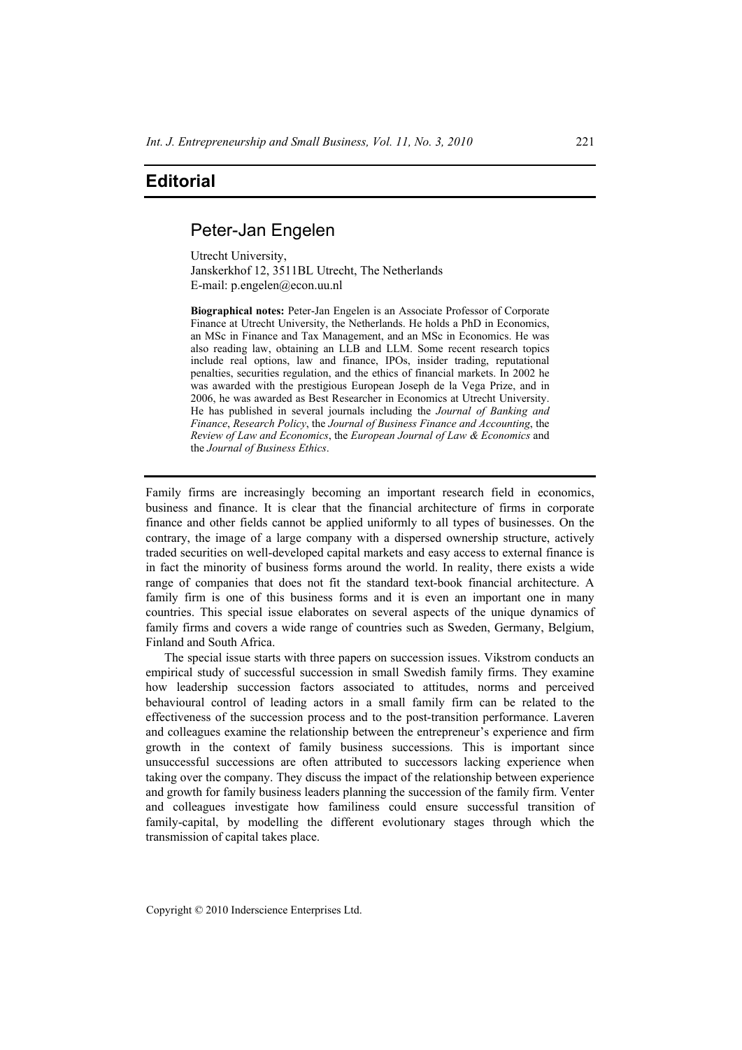# Editorial

## Peter-Jan Engelen

Utrecht University,  
Janskerkhof 12, 3511BL Utrecht, The Netherlands  
E-mail: p.engelen@econ.uu.nl

**Biographical notes:** Peter-Jan Engelen is an Associate Professor of Corporate Finance at Utrecht University, the Netherlands. He holds a PhD in Economics, an MSc in Finance and Tax Management, and an MSc in Economics. He was also reading law, obtaining an LLB and LLM. Some recent research topics include real options, law and finance, IPOs, insider trading, reputational penalties, securities regulation, and the ethics of financial markets. In 2002 he was awarded with the prestigious European Joseph de la Vega Prize, and in 2006, he was awarded as Best Researcher in Economics at Utrecht University. He has published in several journals including the *Journal of Banking and Finance*, *Research Policy*, the *Journal of Business Finance and Accounting*, the *Review of Law and Economics*, the *European Journal of Law & Economics* and the *Journal of Business Ethics*.

---

Family firms are increasingly becoming an important research field in economics, business and finance. It is clear that the financial architecture of firms in corporate finance and other fields cannot be applied uniformly to all types of businesses. On the contrary, the image of a large company with a dispersed ownership structure, actively traded securities on well-developed capital markets and easy access to external finance is in fact the minority of business forms around the world. In reality, there exists a wide range of companies that does not fit the standard text-book financial architecture. A family firm is one of this business forms and it is even an important one in many countries. This special issue elaborates on several aspects of the unique dynamics of family firms and covers a wide range of countries such as Sweden, Germany, Belgium, Finland and South Africa.

The special issue starts with three papers on succession issues. Vikstrom conducts an empirical study of successful succession in small Swedish family firms. They examine how leadership succession factors associated to attitudes, norms and perceived behavioural control of leading actors in a small family firm can be related to the effectiveness of the succession process and to the post-transition performance. Laveren and colleagues examine the relationship between the entrepreneur's experience and firm growth in the context of family business successions. This is important since unsuccessful successions are often attributed to successors lacking experience when taking over the company. They discuss the impact of the relationship between experience and growth for family business leaders planning the succession of the family firm. Venter and colleagues investigate how familiness could ensure successful transition of family-capital, by modelling the different evolutionary stages through which the transmission of capital takes place.

Copyright © 2010 Inderscience Enterprises Ltd.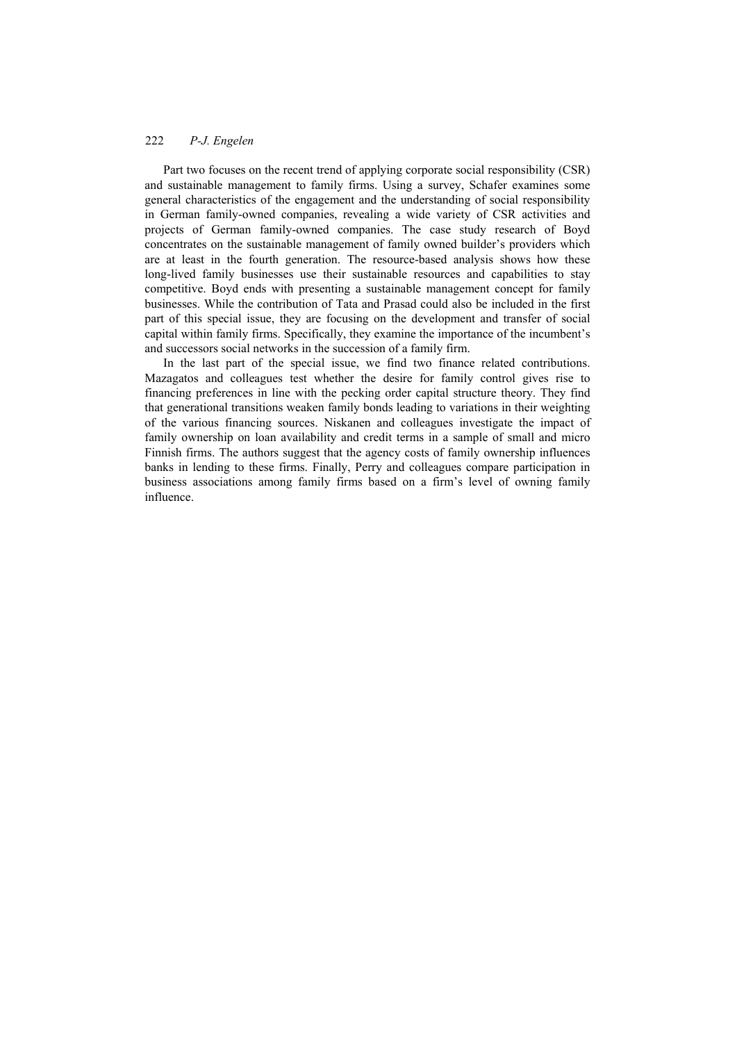Part two focuses on the recent trend of applying corporate social responsibility (CSR) and sustainable management to family firms. Using a survey, Schafer examines some general characteristics of the engagement and the understanding of social responsibility in German family-owned companies, revealing a wide variety of CSR activities and projects of German family-owned companies. The case study research of Boyd concentrates on the sustainable management of family owned builder's providers which are at least in the fourth generation. The resource-based analysis shows how these long-lived family businesses use their sustainable resources and capabilities to stay competitive. Boyd ends with presenting a sustainable management concept for family businesses. While the contribution of Tata and Prasad could also be included in the first part of this special issue, they are focusing on the development and transfer of social capital within family firms. Specifically, they examine the importance of the incumbent's and successors social networks in the succession of a family firm.

In the last part of the special issue, we find two finance related contributions. Mazagatos and colleagues test whether the desire for family control gives rise to financing preferences in line with the pecking order capital structure theory. They find that generational transitions weaken family bonds leading to variations in their weighting of the various financing sources. Niskanen and colleagues investigate the impact of family ownership on loan availability and credit terms in a sample of small and micro Finnish firms. The authors suggest that the agency costs of family ownership influences banks in lending to these firms. Finally, Perry and colleagues compare participation in business associations among family firms based on a firm's level of owning family influence.